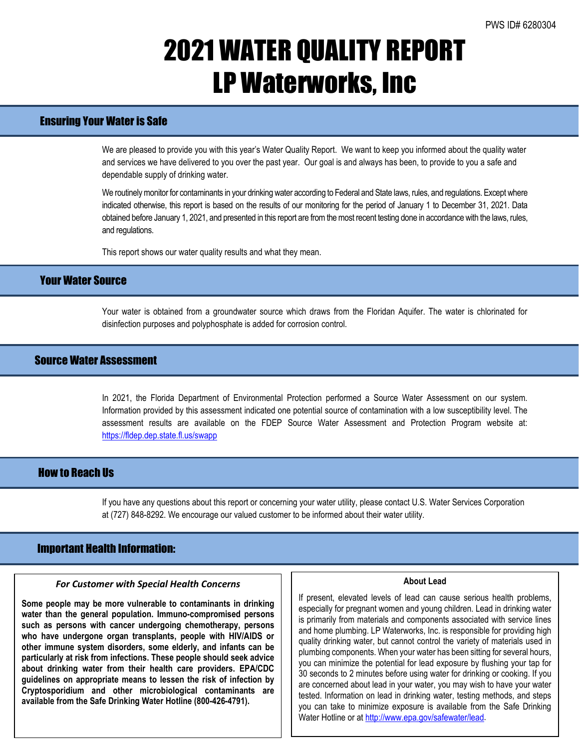PWS ID# 6280304

# 2021 WATER QUALITY REPORT
# LP Waterworks, Inc

## Ensuring Your Water is Safe

We are pleased to provide you with this year's Water Quality Report. We want to keep you informed about the quality water and services we have delivered to you over the past year. Our goal is and always has been, to provide to you a safe and dependable supply of drinking water.

We routinely monitor for contaminants in your drinking water according to Federal and State laws, rules, and regulations. Except where indicated otherwise, this report is based on the results of our monitoring for the period of January 1 to December 31, 2021. Data obtained before January 1, 2021, and presented in this report are from the most recent testing done in accordance with the laws, rules, and regulations.

This report shows our water quality results and what they mean.

## Your Water Source

Your water is obtained from a groundwater source which draws from the Floridan Aquifer. The water is chlorinated for disinfection purposes and polyphosphate is added for corrosion control.

## Source Water Assessment

In 2021, the Florida Department of Environmental Protection performed a Source Water Assessment on our system. Information provided by this assessment indicated one potential source of contamination with a low susceptibility level. The assessment results are available on the FDEP Source Water Assessment and Protection Program website at: https://fldep.dep.state.fl.us/swapp

## How to Reach Us

If you have any questions about this report or concerning your water utility, please contact U.S. Water Services Corporation at (727) 848-8292. We encourage our valued customer to be informed about their water utility.

## Important Health Information:

### *For Customer with Special Health Concerns*

**Some people may be more vulnerable to contaminants in drinking water than the general population. Immuno-compromised persons such as persons with cancer undergoing chemotherapy, persons who have undergone organ transplants, people with HIV/AIDS or other immune system disorders, some elderly, and infants can be particularly at risk from infections. These people should seek advice about drinking water from their health care providers. EPA/CDC guidelines on appropriate means to lessen the risk of infection by Cryptosporidium and other microbiological contaminants are available from the Safe Drinking Water Hotline (800-426-4791).**

### About Lead

If present, elevated levels of lead can cause serious health problems, especially for pregnant women and young children. Lead in drinking water is primarily from materials and components associated with service lines and home plumbing. LP Waterworks, Inc. is responsible for providing high quality drinking water, but cannot control the variety of materials used in plumbing components. When your water has been sitting for several hours, you can minimize the potential for lead exposure by flushing your tap for 30 seconds to 2 minutes before using water for drinking or cooking. If you are concerned about lead in your water, you may wish to have your water tested. Information on lead in drinking water, testing methods, and steps you can take to minimize exposure is available from the Safe Drinking Water Hotline or at http://www.epa.gov/safewater/lead.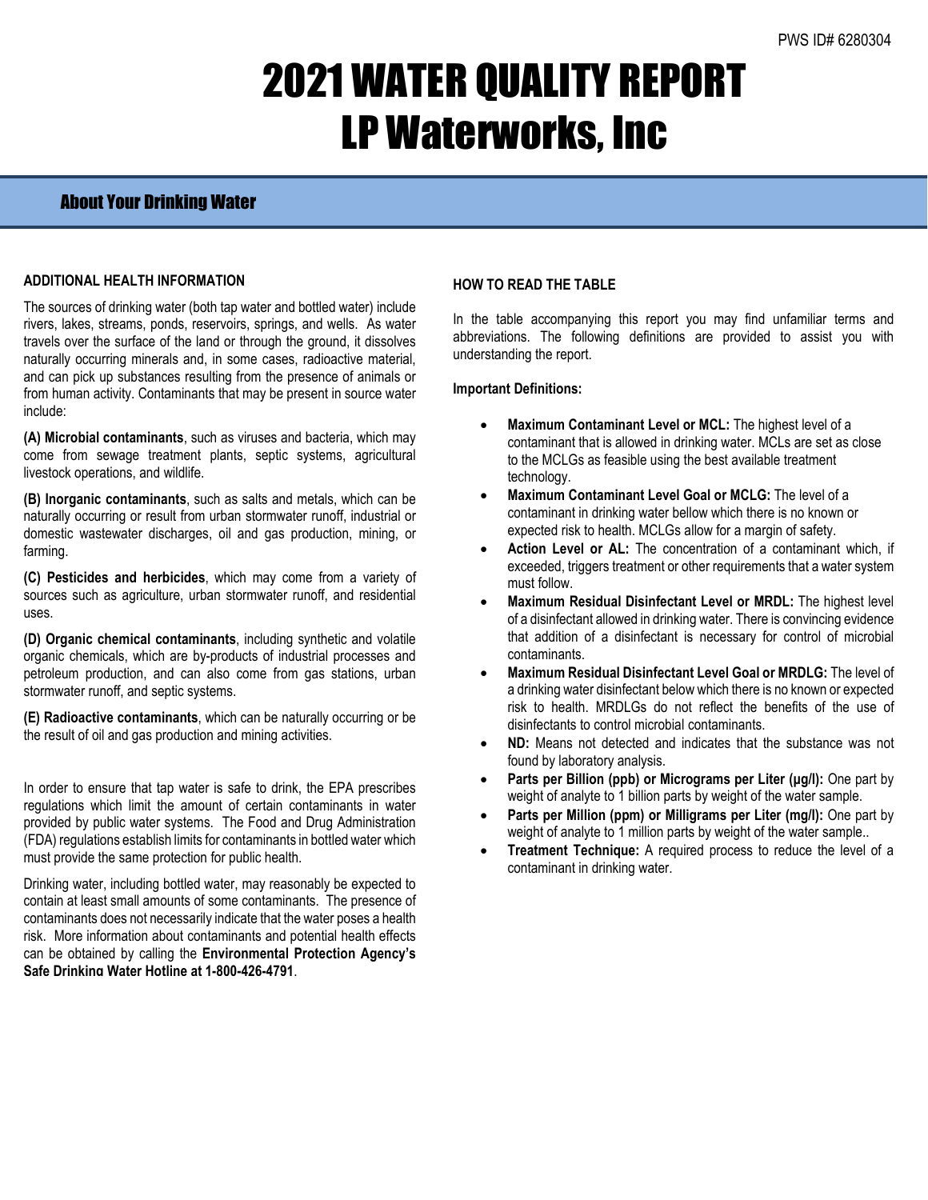PWS ID# 6280304

# 2021 WATER QUALITY REPORT
# LP Waterworks, Inc

## About Your Drinking Water

### ADDITIONAL HEALTH INFORMATION

The sources of drinking water (both tap water and bottled water) include rivers, lakes, streams, ponds, reservoirs, springs, and wells. As water travels over the surface of the land or through the ground, it dissolves naturally occurring minerals and, in some cases, radioactive material, and can pick up substances resulting from the presence of animals or from human activity. Contaminants that may be present in source water include:

**(A) Microbial contaminants**, such as viruses and bacteria, which may come from sewage treatment plants, septic systems, agricultural livestock operations, and wildlife.

**(B) Inorganic contaminants**, such as salts and metals, which can be naturally occurring or result from urban stormwater runoff, industrial or domestic wastewater discharges, oil and gas production, mining, or farming.

**(C) Pesticides and herbicides**, which may come from a variety of sources such as agriculture, urban stormwater runoff, and residential uses.

**(D) Organic chemical contaminants**, including synthetic and volatile organic chemicals, which are by-products of industrial processes and petroleum production, and can also come from gas stations, urban stormwater runoff, and septic systems.

**(E) Radioactive contaminants**, which can be naturally occurring or be the result of oil and gas production and mining activities.

In order to ensure that tap water is safe to drink, the EPA prescribes regulations which limit the amount of certain contaminants in water provided by public water systems. The Food and Drug Administration (FDA) regulations establish limits for contaminants in bottled water which must provide the same protection for public health.

Drinking water, including bottled water, may reasonably be expected to contain at least small amounts of some contaminants. The presence of contaminants does not necessarily indicate that the water poses a health risk. More information about contaminants and potential health effects can be obtained by calling the **Environmental Protection Agency's Safe Drinking Water Hotline at 1-800-426-4791**.

### HOW TO READ THE TABLE

In the table accompanying this report you may find unfamiliar terms and abbreviations. The following definitions are provided to assist you with understanding the report.

**Important Definitions:**

- **Maximum Contaminant Level or MCL:** The highest level of a contaminant that is allowed in drinking water. MCLs are set as close to the MCLGs as feasible using the best available treatment technology.
- **Maximum Contaminant Level Goal or MCLG:** The level of a contaminant in drinking water bellow which there is no known or expected risk to health. MCLGs allow for a margin of safety.
- **Action Level or AL:** The concentration of a contaminant which, if exceeded, triggers treatment or other requirements that a water system must follow.
- **Maximum Residual Disinfectant Level or MRDL:** The highest level of a disinfectant allowed in drinking water. There is convincing evidence that addition of a disinfectant is necessary for control of microbial contaminants.
- **Maximum Residual Disinfectant Level Goal or MRDLG:** The level of a drinking water disinfectant below which there is no known or expected risk to health. MRDLGs do not reflect the benefits of the use of disinfectants to control microbial contaminants.
- **ND:** Means not detected and indicates that the substance was not found by laboratory analysis.
- **Parts per Billion (ppb) or Micrograms per Liter (µg/l):** One part by weight of analyte to 1 billion parts by weight of the water sample.
- **Parts per Million (ppm) or Milligrams per Liter (mg/l):** One part by weight of analyte to 1 million parts by weight of the water sample..
- **Treatment Technique:** A required process to reduce the level of a contaminant in drinking water.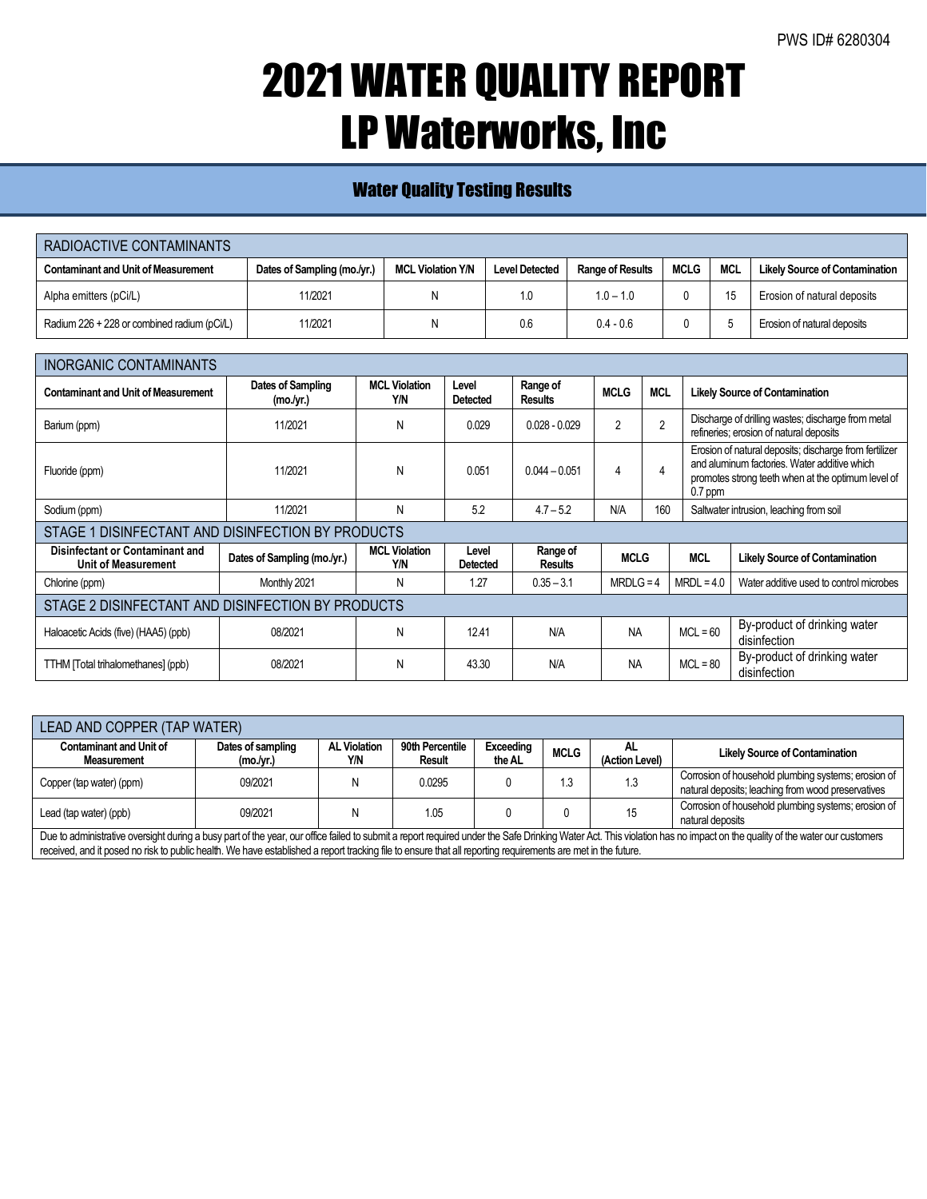PWS ID# 6280304

# 2021 WATER QUALITY REPORT
# LP Waterworks, Inc

## Water Quality Testing Results

| RADIOACTIVE CONTAMINANTS | | | | | | | | |
|---|---|---|---|---|---|---|---|---|
| **Contaminant and Unit of Measurement** | **Dates of Sampling (mo./yr.)** | **MCL Violation Y/N** | **Level Detected** | **Range of Results** | **MCLG** | **MCL** | **Likely Source of Contamination** |
| Alpha emitters (pCi/L) | 11/2021 | N | 1.0 | 1.0 – 1.0 | 0 | 15 | Erosion of natural deposits |
| Radium 226 + 228 or combined radium (pCi/L) | 11/2021 | N | 0.6 | 0.4 - 0.6 | 0 | 5 | Erosion of natural deposits |

| INORGANIC CONTAMINANTS | | | | | | | |
|---|---|---|---|---|---|---|---|
| **Contaminant and Unit of Measurement** | **Dates of Sampling (mo./yr.)** | **MCL Violation Y/N** | **Level Detected** | **Range of Results** | **MCLG** | **MCL** | **Likely Source of Contamination** |
| Barium (ppm) | 11/2021 | N | 0.029 | 0.028 - 0.029 | 2 | 2 | Discharge of drilling wastes; discharge from metal refineries; erosion of natural deposits |
| Fluoride (ppm) | 11/2021 | N | 0.051 | 0.044 – 0.051 | 4 | 4 | Erosion of natural deposits; discharge from fertilizer and aluminum factories. Water additive which promotes strong teeth when at the optimum level of 0.7 ppm |
| Sodium (ppm) | 11/2021 | N | 5.2 | 4.7 – 5.2 | N/A | 160 | Saltwater intrusion, leaching from soil |

| STAGE 1 DISINFECTANT AND DISINFECTION BY PRODUCTS | | | | | | | |
|---|---|---|---|---|---|---|---|
| **Disinfectant or Contaminant and Unit of Measurement** | **Dates of Sampling (mo./yr.)** | **MCL Violation Y/N** | **Level Detected** | **Range of Results** | **MCLG** | **MCL** | **Likely Source of Contamination** |
| Chlorine (ppm) | Monthly 2021 | N | 1.27 | 0.35 – 3.1 | MRDLG = 4 | MRDL = 4.0 | Water additive used to control microbes |
| **STAGE 2 DISINFECTANT AND DISINFECTION BY PRODUCTS** | | | | | | | |
| Haloacetic Acids (five) (HAA5) (ppb) | 08/2021 | N | 12.41 | N/A | NA | MCL = 60 | By-product of drinking water disinfection |
| TTHM [Total trihalomethanes] (ppb) | 08/2021 | N | 43.30 | N/A | NA | MCL = 80 | By-product of drinking water disinfection |

| LEAD AND COPPER (TAP WATER) | | | | | | | |
|---|---|---|---|---|---|---|---|
| **Contaminant and Unit of Measurement** | **Dates of sampling (mo./yr.)** | **AL Violation Y/N** | **90th Percentile Result** | **Exceeding the AL** | **MCLG** | **AL (Action Level)** | **Likely Source of Contamination** |
| Copper (tap water) (ppm) | 09/2021 | N | 0.0295 | 0 | 1.3 | 1.3 | Corrosion of household plumbing systems; erosion of natural deposits; leaching from wood preservatives |
| Lead (tap water) (ppb) | 09/2021 | N | 1.05 | 0 | 0 | 15 | Corrosion of household plumbing systems; erosion of natural deposits |

Due to administrative oversight during a busy part of the year, our office failed to submit a report required under the Safe Drinking Water Act. This violation has no impact on the quality of the water our customers received, and it posed no risk to public health. We have established a report tracking file to ensure that all reporting requirements are met in the future.